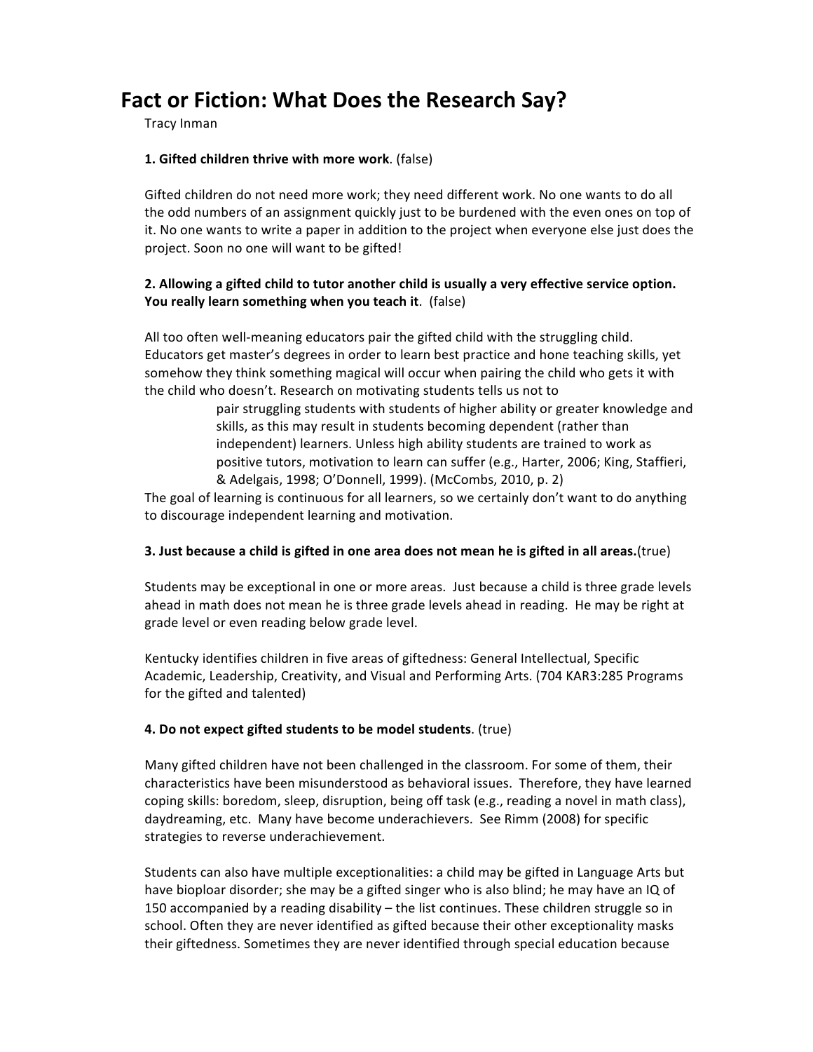# Fact or Fiction: What Does the Research Say?

Tracy Inman

**1. Gifted children thrive with more work**. (false)

Gifted children do not need more work; they need different work. No one wants to do all the odd numbers of an assignment quickly just to be burdened with the even ones on top of it. No one wants to write a paper in addition to the project when everyone else just does the project. Soon no one will want to be gifted!

**2. Allowing a gifted child to tutor another child is usually a very effective service option. You really learn something when you teach it**. (false)

All too often well-meaning educators pair the gifted child with the struggling child. Educators get master's degrees in order to learn best practice and hone teaching skills, yet somehow they think something magical will occur when pairing the child who gets it with the child who doesn't. Research on motivating students tells us not to

> pair struggling students with students of higher ability or greater knowledge and skills, as this may result in students becoming dependent (rather than independent) learners. Unless high ability students are trained to work as positive tutors, motivation to learn can suffer (e.g., Harter, 2006; King, Staffieri, & Adelgais, 1998; O'Donnell, 1999). (McCombs, 2010, p. 2)

The goal of learning is continuous for all learners, so we certainly don't want to do anything to discourage independent learning and motivation.

**3. Just because a child is gifted in one area does not mean he is gifted in all areas.**(true)

Students may be exceptional in one or more areas. Just because a child is three grade levels ahead in math does not mean he is three grade levels ahead in reading. He may be right at grade level or even reading below grade level.

Kentucky identifies children in five areas of giftedness: General Intellectual, Specific Academic, Leadership, Creativity, and Visual and Performing Arts. (704 KAR3:285 Programs for the gifted and talented)

**4. Do not expect gifted students to be model students**. (true)

Many gifted children have not been challenged in the classroom. For some of them, their characteristics have been misunderstood as behavioral issues. Therefore, they have learned coping skills: boredom, sleep, disruption, being off task (e.g., reading a novel in math class), daydreaming, etc. Many have become underachievers. See Rimm (2008) for specific strategies to reverse underachievement.

Students can also have multiple exceptionalities: a child may be gifted in Language Arts but have biploar disorder; she may be a gifted singer who is also blind; he may have an IQ of 150 accompanied by a reading disability – the list continues. These children struggle so in school. Often they are never identified as gifted because their other exceptionality masks their giftedness. Sometimes they are never identified through special education because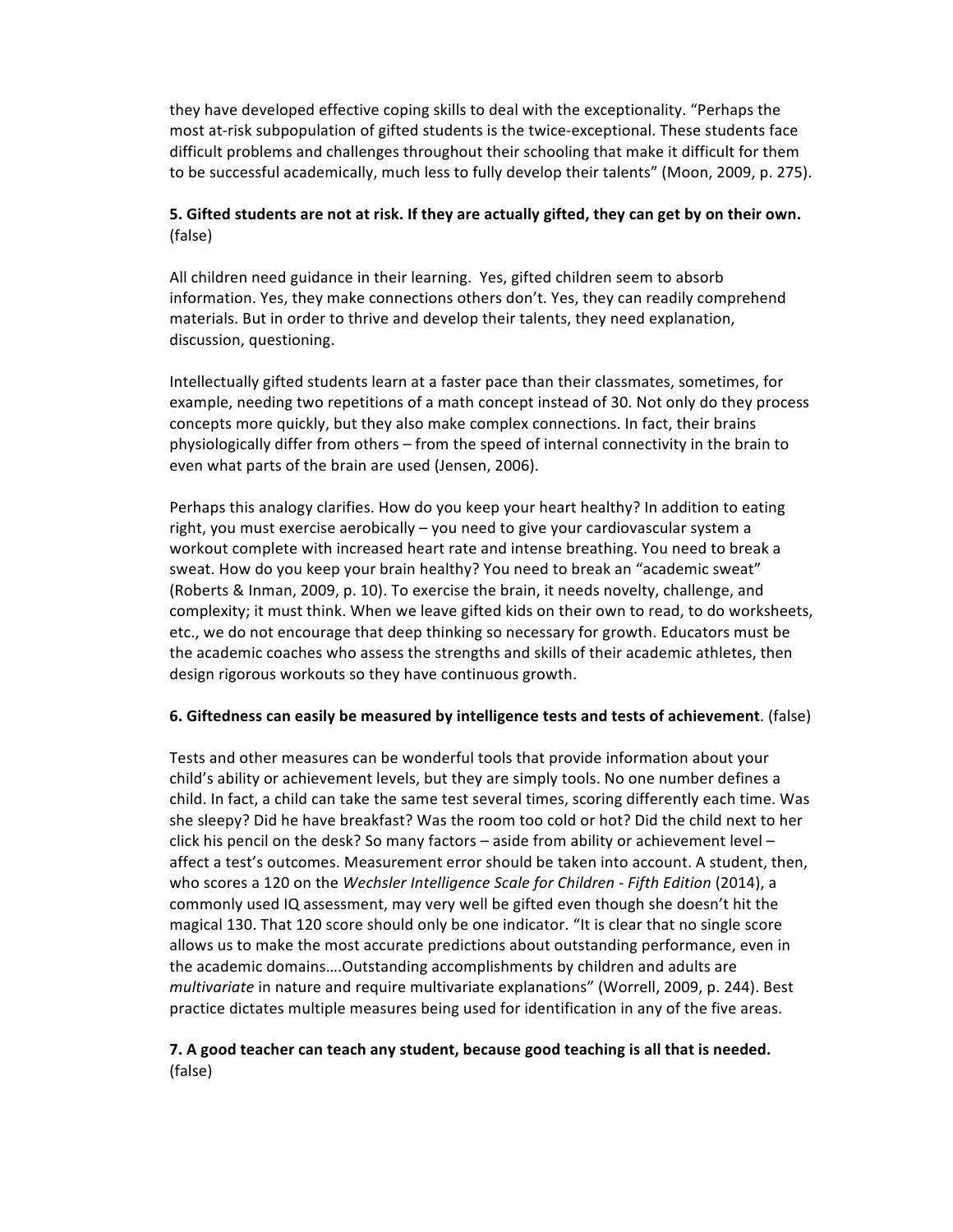they have developed effective coping skills to deal with the exceptionality. "Perhaps the most at-risk subpopulation of gifted students is the twice-exceptional. These students face difficult problems and challenges throughout their schooling that make it difficult for them to be successful academically, much less to fully develop their talents" (Moon, 2009, p. 275).

**5. Gifted students are not at risk. If they are actually gifted, they can get by on their own.** (false)

All children need guidance in their learning. Yes, gifted children seem to absorb information. Yes, they make connections others don't. Yes, they can readily comprehend materials. But in order to thrive and develop their talents, they need explanation, discussion, questioning.

Intellectually gifted students learn at a faster pace than their classmates, sometimes, for example, needing two repetitions of a math concept instead of 30. Not only do they process concepts more quickly, but they also make complex connections. In fact, their brains physiologically differ from others – from the speed of internal connectivity in the brain to even what parts of the brain are used (Jensen, 2006).

Perhaps this analogy clarifies. How do you keep your heart healthy? In addition to eating right, you must exercise aerobically – you need to give your cardiovascular system a workout complete with increased heart rate and intense breathing. You need to break a sweat. How do you keep your brain healthy? You need to break an "academic sweat" (Roberts & Inman, 2009, p. 10). To exercise the brain, it needs novelty, challenge, and complexity; it must think. When we leave gifted kids on their own to read, to do worksheets, etc., we do not encourage that deep thinking so necessary for growth. Educators must be the academic coaches who assess the strengths and skills of their academic athletes, then design rigorous workouts so they have continuous growth.

**6. Giftedness can easily be measured by intelligence tests and tests of achievement**. (false)

Tests and other measures can be wonderful tools that provide information about your child's ability or achievement levels, but they are simply tools. No one number defines a child. In fact, a child can take the same test several times, scoring differently each time. Was she sleepy? Did he have breakfast? Was the room too cold or hot? Did the child next to her click his pencil on the desk? So many factors – aside from ability or achievement level – affect a test's outcomes. Measurement error should be taken into account. A student, then, who scores a 120 on the *Wechsler Intelligence Scale for Children - Fifth Edition* (2014), a commonly used IQ assessment, may very well be gifted even though she doesn't hit the magical 130. That 120 score should only be one indicator. "It is clear that no single score allows us to make the most accurate predictions about outstanding performance, even in the academic domains….Outstanding accomplishments by children and adults are *multivariate* in nature and require multivariate explanations" (Worrell, 2009, p. 244). Best practice dictates multiple measures being used for identification in any of the five areas.

**7. A good teacher can teach any student, because good teaching is all that is needed.** (false)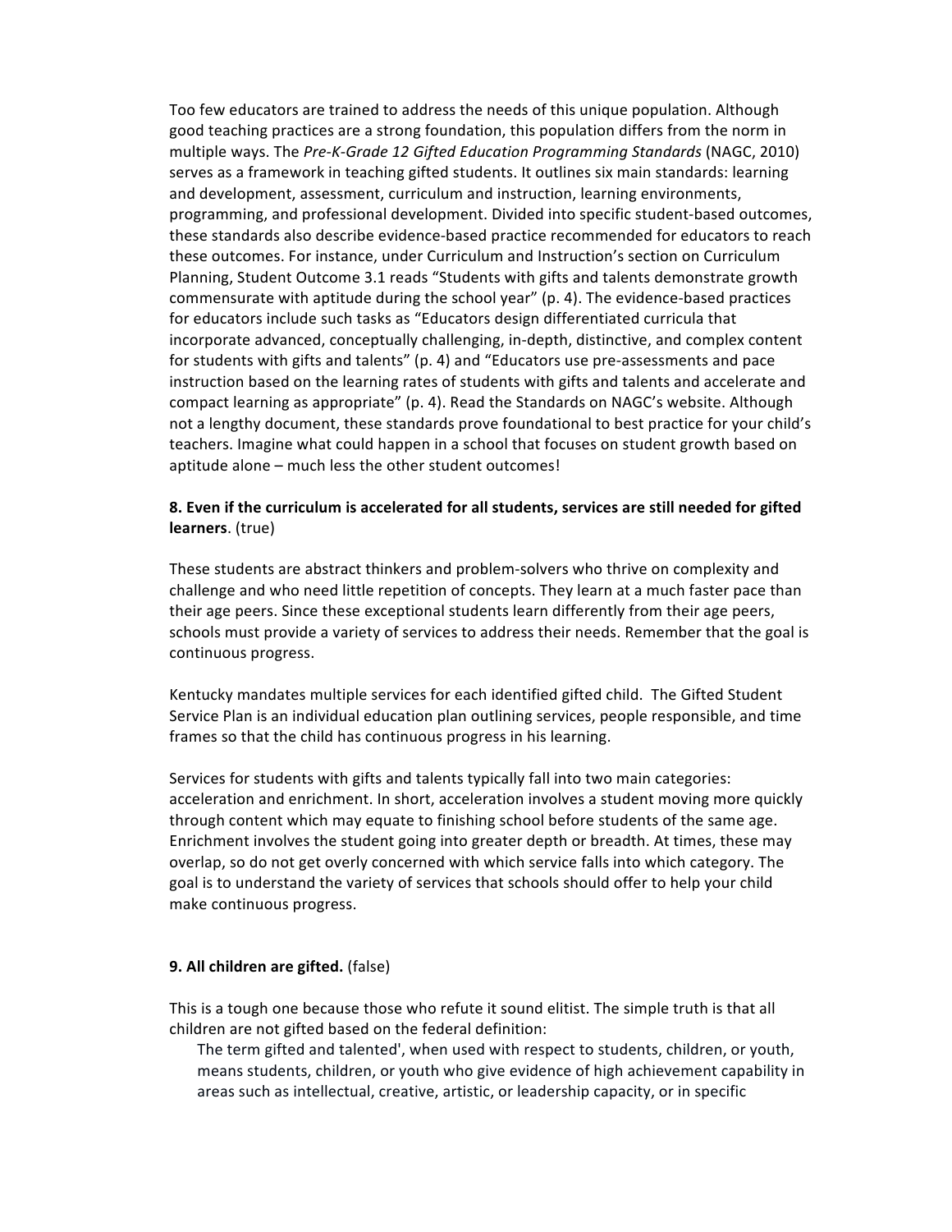Too few educators are trained to address the needs of this unique population. Although good teaching practices are a strong foundation, this population differs from the norm in multiple ways. The *Pre-K-Grade 12 Gifted Education Programming Standards* (NAGC, 2010) serves as a framework in teaching gifted students. It outlines six main standards: learning and development, assessment, curriculum and instruction, learning environments, programming, and professional development. Divided into specific student-based outcomes, these standards also describe evidence-based practice recommended for educators to reach these outcomes. For instance, under Curriculum and Instruction's section on Curriculum Planning, Student Outcome 3.1 reads "Students with gifts and talents demonstrate growth commensurate with aptitude during the school year" (p. 4). The evidence-based practices for educators include such tasks as "Educators design differentiated curricula that incorporate advanced, conceptually challenging, in-depth, distinctive, and complex content for students with gifts and talents" (p. 4) and "Educators use pre-assessments and pace instruction based on the learning rates of students with gifts and talents and accelerate and compact learning as appropriate" (p. 4). Read the Standards on NAGC's website. Although not a lengthy document, these standards prove foundational to best practice for your child's teachers. Imagine what could happen in a school that focuses on student growth based on aptitude alone – much less the other student outcomes!

**8. Even if the curriculum is accelerated for all students, services are still needed for gifted learners**. (true)

These students are abstract thinkers and problem-solvers who thrive on complexity and challenge and who need little repetition of concepts. They learn at a much faster pace than their age peers. Since these exceptional students learn differently from their age peers, schools must provide a variety of services to address their needs. Remember that the goal is continuous progress.

Kentucky mandates multiple services for each identified gifted child. The Gifted Student Service Plan is an individual education plan outlining services, people responsible, and time frames so that the child has continuous progress in his learning.

Services for students with gifts and talents typically fall into two main categories: acceleration and enrichment. In short, acceleration involves a student moving more quickly through content which may equate to finishing school before students of the same age. Enrichment involves the student going into greater depth or breadth. At times, these may overlap, so do not get overly concerned with which service falls into which category. The goal is to understand the variety of services that schools should offer to help your child make continuous progress.

**9. All children are gifted.** (false)

This is a tough one because those who refute it sound elitist. The simple truth is that all children are not gifted based on the federal definition:

> The term gifted and talented', when used with respect to students, children, or youth, means students, children, or youth who give evidence of high achievement capability in areas such as intellectual, creative, artistic, or leadership capacity, or in specific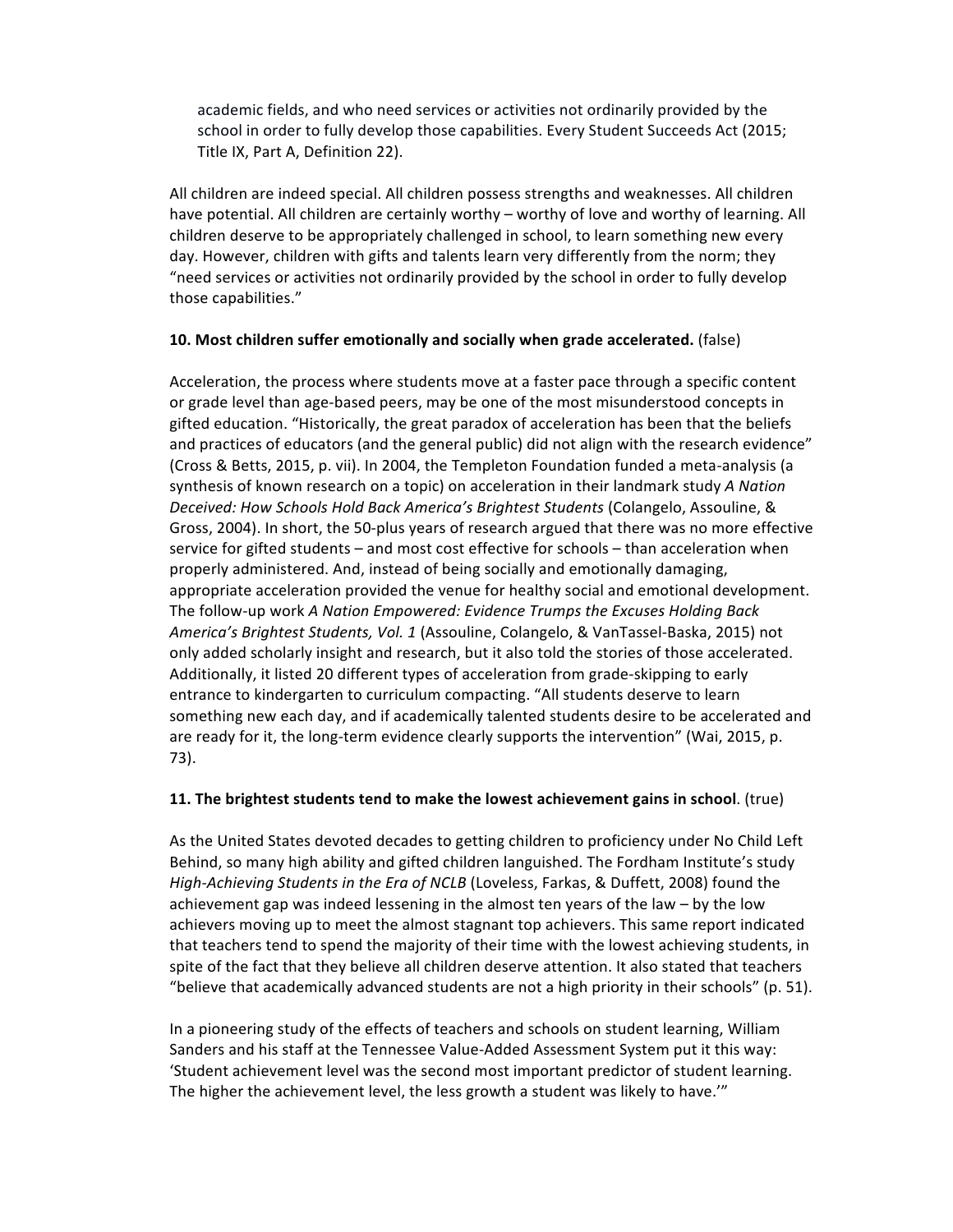> academic fields, and who need services or activities not ordinarily provided by the school in order to fully develop those capabilities. Every Student Succeeds Act (2015; Title IX, Part A, Definition 22).

All children are indeed special. All children possess strengths and weaknesses. All children have potential. All children are certainly worthy – worthy of love and worthy of learning. All children deserve to be appropriately challenged in school, to learn something new every day. However, children with gifts and talents learn very differently from the norm; they "need services or activities not ordinarily provided by the school in order to fully develop those capabilities."

**10. Most children suffer emotionally and socially when grade accelerated.** (false)

Acceleration, the process where students move at a faster pace through a specific content or grade level than age-based peers, may be one of the most misunderstood concepts in gifted education. "Historically, the great paradox of acceleration has been that the beliefs and practices of educators (and the general public) did not align with the research evidence" (Cross & Betts, 2015, p. vii). In 2004, the Templeton Foundation funded a meta-analysis (a synthesis of known research on a topic) on acceleration in their landmark study *A Nation Deceived: How Schools Hold Back America's Brightest Students* (Colangelo, Assouline, & Gross, 2004). In short, the 50-plus years of research argued that there was no more effective service for gifted students – and most cost effective for schools – than acceleration when properly administered. And, instead of being socially and emotionally damaging, appropriate acceleration provided the venue for healthy social and emotional development. The follow-up work *A Nation Empowered: Evidence Trumps the Excuses Holding Back America's Brightest Students, Vol. 1* (Assouline, Colangelo, & VanTassel-Baska, 2015) not only added scholarly insight and research, but it also told the stories of those accelerated. Additionally, it listed 20 different types of acceleration from grade-skipping to early entrance to kindergarten to curriculum compacting. "All students deserve to learn something new each day, and if academically talented students desire to be accelerated and are ready for it, the long-term evidence clearly supports the intervention" (Wai, 2015, p. 73).

**11. The brightest students tend to make the lowest achievement gains in school**. (true)

As the United States devoted decades to getting children to proficiency under No Child Left Behind, so many high ability and gifted children languished. The Fordham Institute's study *High-Achieving Students in the Era of NCLB* (Loveless, Farkas, & Duffett, 2008) found the achievement gap was indeed lessening in the almost ten years of the law – by the low achievers moving up to meet the almost stagnant top achievers. This same report indicated that teachers tend to spend the majority of their time with the lowest achieving students, in spite of the fact that they believe all children deserve attention. It also stated that teachers "believe that academically advanced students are not a high priority in their schools" (p. 51).

In a pioneering study of the effects of teachers and schools on student learning, William Sanders and his staff at the Tennessee Value-Added Assessment System put it this way: 'Student achievement level was the second most important predictor of student learning. The higher the achievement level, the less growth a student was likely to have.'"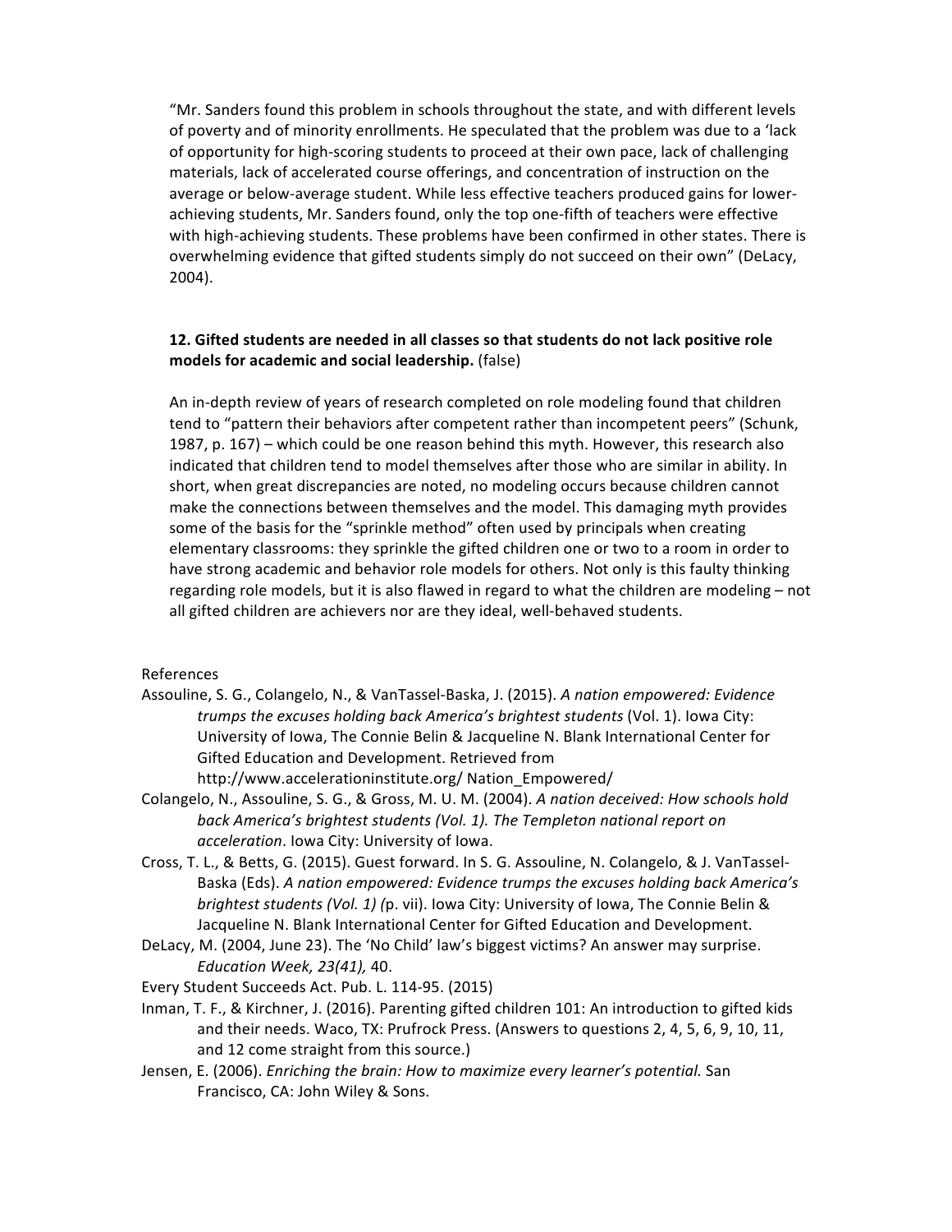"Mr. Sanders found this problem in schools throughout the state, and with different levels of poverty and of minority enrollments. He speculated that the problem was due to a 'lack of opportunity for high-scoring students to proceed at their own pace, lack of challenging materials, lack of accelerated course offerings, and concentration of instruction on the average or below-average student. While less effective teachers produced gains for lower-achieving students, Mr. Sanders found, only the top one-fifth of teachers were effective with high-achieving students. These problems have been confirmed in other states. There is overwhelming evidence that gifted students simply do not succeed on their own" (DeLacy, 2004).

**12. Gifted students are needed in all classes so that students do not lack positive role models for academic and social leadership.** (false)

An in-depth review of years of research completed on role modeling found that children tend to "pattern their behaviors after competent rather than incompetent peers" (Schunk, 1987, p. 167) – which could be one reason behind this myth. However, this research also indicated that children tend to model themselves after those who are similar in ability. In short, when great discrepancies are noted, no modeling occurs because children cannot make the connections between themselves and the model. This damaging myth provides some of the basis for the "sprinkle method" often used by principals when creating elementary classrooms: they sprinkle the gifted children one or two to a room in order to have strong academic and behavior role models for others. Not only is this faulty thinking regarding role models, but it is also flawed in regard to what the children are modeling – not all gifted children are achievers nor are they ideal, well-behaved students.

References

Assouline, S. G., Colangelo, N., & VanTassel-Baska, J. (2015). *A nation empowered: Evidence trumps the excuses holding back America's brightest students* (Vol. 1). Iowa City: University of Iowa, The Connie Belin & Jacqueline N. Blank International Center for Gifted Education and Development. Retrieved from http://www.accelerationinstitute.org/ Nation_Empowered/

Colangelo, N., Assouline, S. G., & Gross, M. U. M. (2004). *A nation deceived: How schools hold back America's brightest students (Vol. 1). The Templeton national report on acceleration*. Iowa City: University of Iowa.

Cross, T. L., & Betts, G. (2015). Guest forward. In S. G. Assouline, N. Colangelo, & J. VanTassel-Baska (Eds). *A nation empowered: Evidence trumps the excuses holding back America's brightest students (Vol. 1) (*p. vii). Iowa City: University of Iowa, The Connie Belin & Jacqueline N. Blank International Center for Gifted Education and Development.

DeLacy, M. (2004, June 23). The 'No Child' law's biggest victims? An answer may surprise. *Education Week, 23(41),* 40.

Every Student Succeeds Act. Pub. L. 114-95. (2015)

Inman, T. F., & Kirchner, J. (2016). Parenting gifted children 101: An introduction to gifted kids and their needs. Waco, TX: Prufrock Press. (Answers to questions 2, 4, 5, 6, 9, 10, 11, and 12 come straight from this source.)

Jensen, E. (2006). *Enriching the brain: How to maximize every learner's potential.* San Francisco, CA: John Wiley & Sons.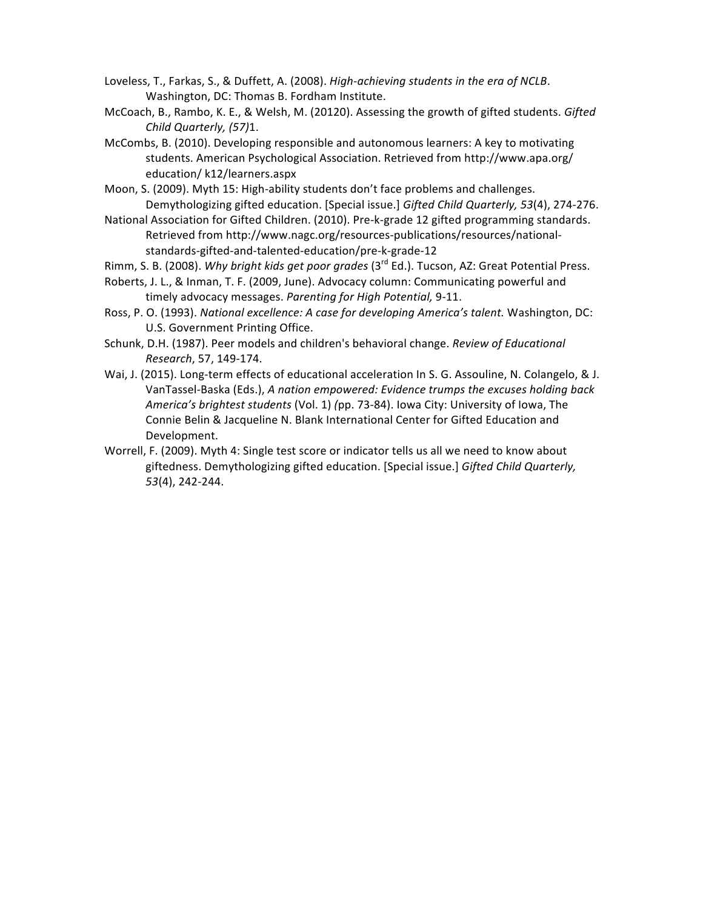Loveless, T., Farkas, S., & Duffett, A. (2008). *High-achieving students in the era of NCLB*. Washington, DC: Thomas B. Fordham Institute.

McCoach, B., Rambo, K. E., & Welsh, M. (20120). Assessing the growth of gifted students. *Gifted Child Quarterly, (57)*1.

McCombs, B. (2010). Developing responsible and autonomous learners: A key to motivating students. American Psychological Association. Retrieved from http://www.apa.org/ education/ k12/learners.aspx

Moon, S. (2009). Myth 15: High-ability students don't face problems and challenges. Demythologizing gifted education. [Special issue.] *Gifted Child Quarterly, 53*(4), 274-276.

National Association for Gifted Children. (2010). Pre-k-grade 12 gifted programming standards. Retrieved from http://www.nagc.org/resources-publications/resources/national-standards-gifted-and-talented-education/pre-k-grade-12

Rimm, S. B. (2008). *Why bright kids get poor grades* (3rd Ed.). Tucson, AZ: Great Potential Press.

Roberts, J. L., & Inman, T. F. (2009, June). Advocacy column: Communicating powerful and timely advocacy messages. *Parenting for High Potential,* 9-11.

Ross, P. O. (1993). *National excellence: A case for developing America's talent.* Washington, DC: U.S. Government Printing Office.

Schunk, D.H. (1987). Peer models and children's behavioral change. *Review of Educational Research*, 57, 149-174.

Wai, J. (2015). Long-term effects of educational acceleration In S. G. Assouline, N. Colangelo, & J. VanTassel-Baska (Eds.), *A nation empowered: Evidence trumps the excuses holding back America's brightest students* (Vol. 1) *(*pp. 73-84). Iowa City: University of Iowa, The Connie Belin & Jacqueline N. Blank International Center for Gifted Education and Development.

Worrell, F. (2009). Myth 4: Single test score or indicator tells us all we need to know about giftedness. Demythologizing gifted education. [Special issue.] *Gifted Child Quarterly, 53*(4), 242-244.